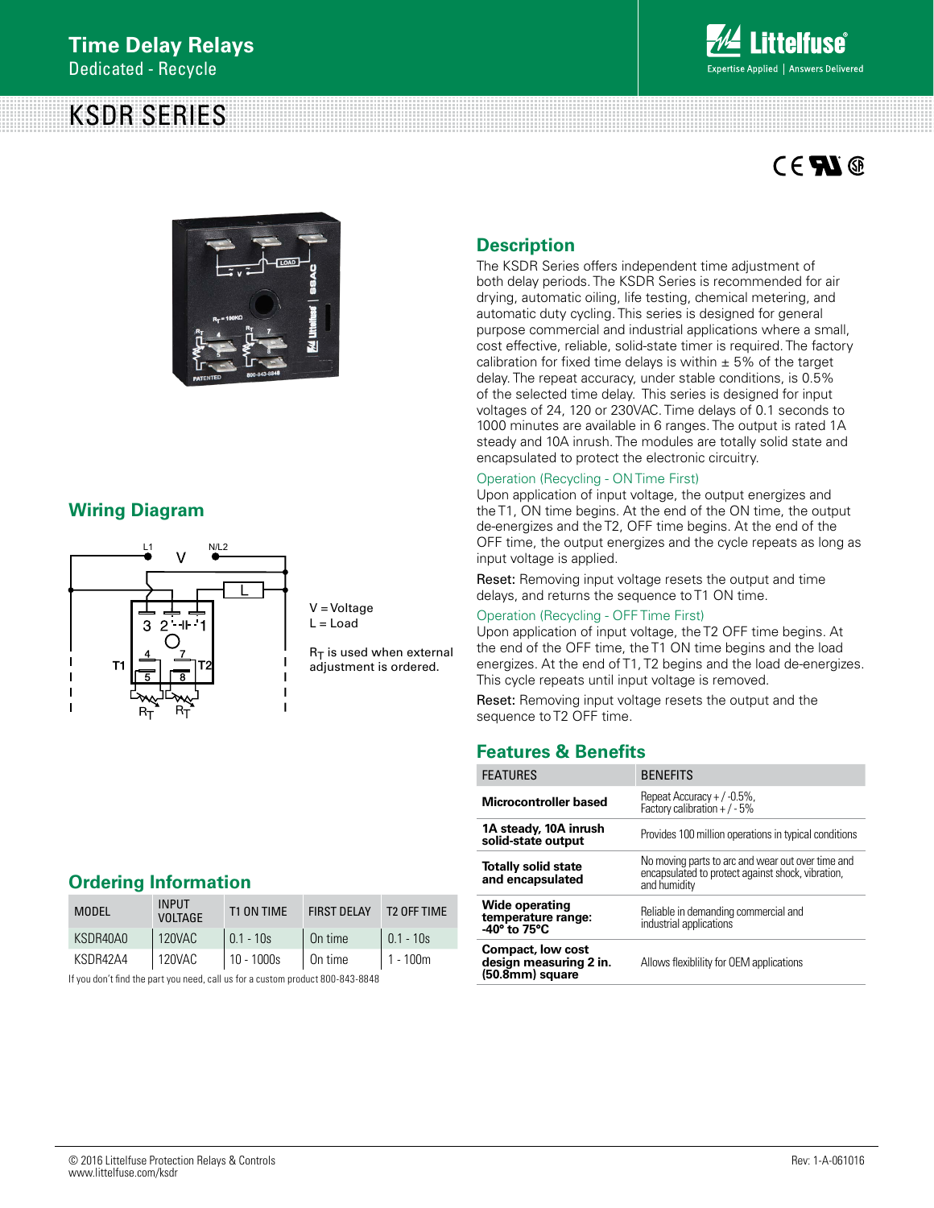# Time Delay Relays

Dedicated - Recycle

# KSDR SERIES

## Description

The KSDR Series offers independent time adjustment of both delay periods. The KSDR Series is recommended for air drying, automatic oiling, life testing, chemical metering, and automatic duty cycling. This series is designed for general purpose commercial and industrial applications where a small, cost effective, reliable, solid-state timer is required. The factory calibration for fixed time delays is within ± 5% of the target delay. The repeat accuracy, under stable conditions, is 0.5% of the selected time delay. This series is designed for input voltages of 24, 120 or 230VAC. Time delays of 0.1 seconds to 1000 minutes are available in 6 ranges. The output is rated 1A steady and 10A inrush. The modules are totally solid state and encapsulated to protect the electronic circuitry.

### Operation (Recycling - ON Time First)

Upon application of input voltage, the output energizes and the T1, ON time begins. At the end of the ON time, the output de-energizes and the T2, OFF time begins. At the end of the OFF time, the output energizes and the cycle repeats as long as input voltage is applied.

Reset: Removing input voltage resets the output and time delays, and returns the sequence to T1 ON time.

### Operation (Recycling - OFF Time First)

Upon application of input voltage, the T2 OFF time begins. At the end of the OFF time, the T1 ON time begins and the load energizes. At the end of T1, T2 begins and the load de-energizes. This cycle repeats until input voltage is removed.

Reset: Removing input voltage resets the output and the sequence to T2 OFF time.

## Wiring Diagram

V = Voltage
L = Load

$R_T$ is used when external adjustment is ordered.

## Features & Benefits

| FEATURES | BENEFITS |
|---|---|
| **Microcontroller based** | Repeat Accuracy + / -0.5%, Factory calibration + / - 5% |
| **1A steady, 10A inrush solid-state output** | Provides 100 million operations in typical conditions |
| **Totally solid state and encapsulated** | No moving parts to arc and wear out over time and encapsulated to protect against shock, vibration, and humidity |
| **Wide operating temperature range: -40° to 75°C** | Reliable in demanding commercial and industrial applications |
| **Compact, low cost design measuring 2 in. (50.8mm) square** | Allows flexiblility for OEM applications |

## Ordering Information

| MODEL | INPUT VOLTAGE | T1 ON TIME | FIRST DELAY | T2 OFF TIME |
|---|---|---|---|---|
| KSDR40A0 | 120VAC | 0.1 - 10s | On time | 0.1 - 10s |
| KSDR42A4 | 120VAC | 10 - 1000s | On time | 1 - 100m |

If you don't find the part you need, call us for a custom product 800-843-8848

© 2016 Littelfuse Protection Relays & Controls
www.littelfuse.com/ksdr

Rev: 1-A-061016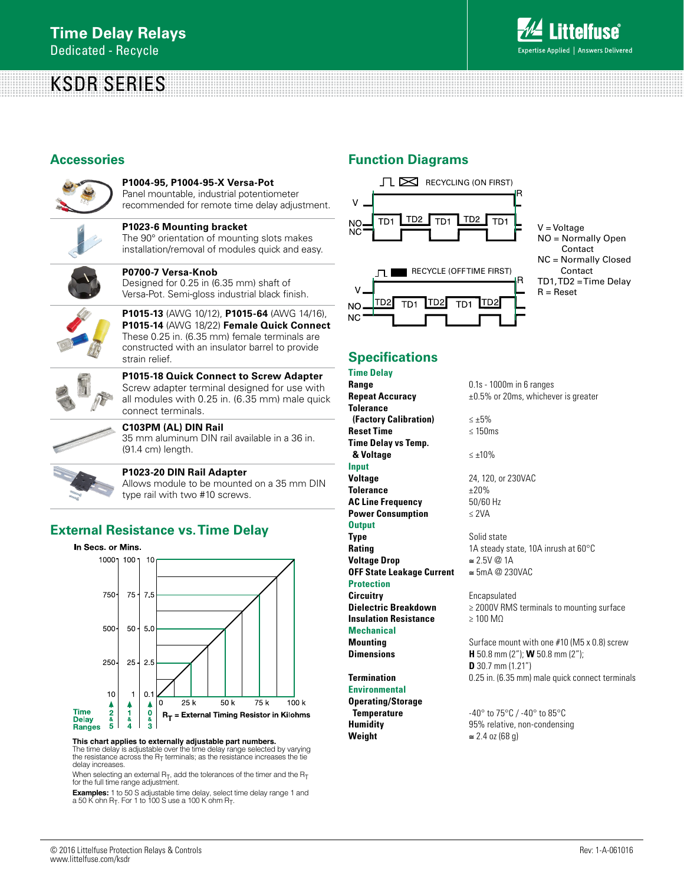# Time Delay Relays

Dedicated - Recycle

# KSDR SERIES

## Accessories

**P1004-95, P1004-95-X Versa-Pot**
Panel mountable, industrial potentiometer recommended for remote time delay adjustment.

**P1023-6 Mounting bracket**
The 90° orientation of mounting slots makes installation/removal of modules quick and easy.

**P0700-7 Versa-Knob**
Designed for 0.25 in (6.35 mm) shaft of Versa-Pot. Semi-gloss industrial black finish.

**P1015-13** (AWG 10/12), **P1015-64** (AWG 14/16), **P1015-14** (AWG 18/22) **Female Quick Connect**
These 0.25 in. (6.35 mm) female terminals are constructed with an insulator barrel to provide strain relief.

**P1015-18 Quick Connect to Screw Adapter**
Screw adapter terminal designed for use with all modules with 0.25 in. (6.35 mm) male quick connect terminals.

**C103PM (AL) DIN Rail**
35 mm aluminum DIN rail available in a 36 in. (91.4 cm) length.

**P1023-20 DIN Rail Adapter**
Allows module to be mounted on a 35 mm DIN type rail with two #10 screws.

## External Resistance vs. Time Delay

In Secs. or Mins.

1000 100 10
750 75 7.5
500 50 5.0
250 25 2.5
10 1 0.1
0 25 k 50 k 75 k 100 k

Time Delay Ranges: 2 & 5, 1 & 4, 0 & 3

$R_T$ = External Timing Resistor in Kilohms

**This chart applies to externally adjustable part numbers.**
The time delay is adjustable over the time delay range selected by varying the resistance across the $R_T$ terminals; as the resistance increases the tie delay increases.

When selecting an external $R_T$, add the tolerances of the timer and the $R_T$ for the full time range adjustment.

**Examples:** 1 to 50 S adjustable time delay, select time delay range 1 and a 50 K ohn $R_T$. For 1 to 100 S use a 100 K ohm $R_T$.

## Function Diagrams

RECYCLING (ON FIRST)

V, NO, NC, TD1, TD2, TD1, TD2, TD1, R

RECYCLE (OFFTIME FIRST)

V, NO, NC, TD2, TD1, TD2, TD1, TD2, R

V = Voltage
NO = Normally Open Contact
NC = Normally Closed Contact
TD1,TD2 = Time Delay
R = Reset

## Specifications

| | |
|---|---|
| **Time Delay** | |
| **Range** | 0.1s - 1000m in 6 ranges |
| **Repeat Accuracy** | ±0.5% or 20ms, whichever is greater |
| **Tolerance (Factory Calibration)** | ≤ ±5% |
| **Reset Time** | ≤ 150ms |
| **Time Delay vs Temp. & Voltage** | ≤ ±10% |
| **Input** | |
| **Voltage** | 24, 120, or 230VAC |
| **Tolerance** | ±20% |
| **AC Line Frequency** | 50/60 Hz |
| **Power Consumption** | ≤ 2VA |
| **Output** | |
| **Type** | Solid state |
| **Rating** | 1A steady state, 10A inrush at 60°C |
| **Voltage Drop** | ≅ 2.5V @ 1A |
| **OFF State Leakage Current** | ≅ 5mA @ 230VAC |
| **Protection** | |
| **Circuitry** | Encapsulated |
| **Dielectric Breakdown** | ≥ 2000V RMS terminals to mounting surface |
| **Insulation Resistance** | ≥ 100 MΩ |
| **Mechanical** | |
| **Mounting** | Surface mount with one #10 (M5 x 0.8) screw |
| **Dimensions** | **H** 50.8 mm (2"); **W** 50.8 mm (2"); **D** 30.7 mm (1.21") |
| **Termination** | 0.25 in. (6.35 mm) male quick connect terminals |
| **Environmental** | |
| **Operating/Storage Temperature** | -40° to 75°C / -40° to 85°C |
| **Humidity** | 95% relative, non-condensing |
| **Weight** | ≅ 2.4 oz (68 g) |